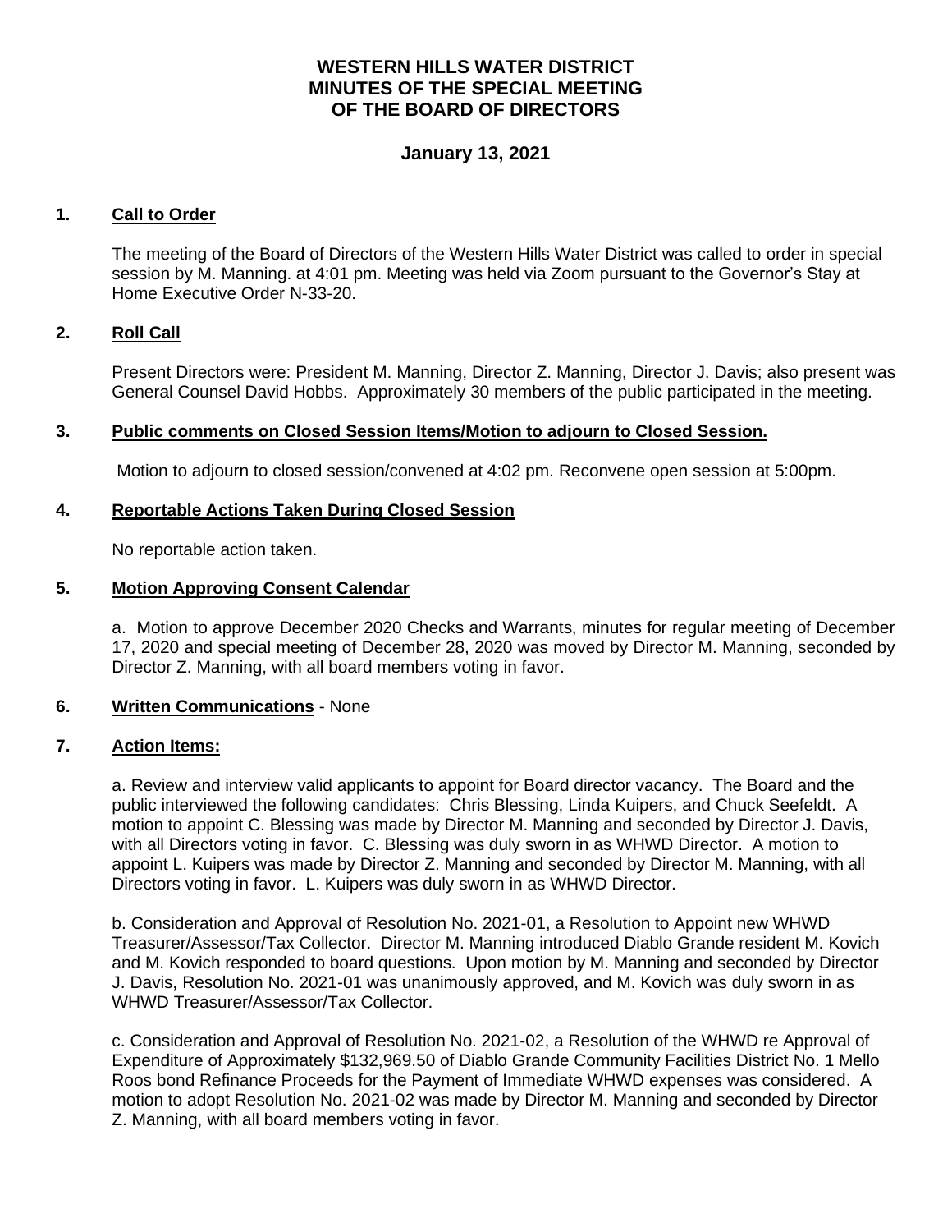# WESTERN HILLS WATER DISTRICT
## MINUTES OF THE SPECIAL MEETING
## OF THE BOARD OF DIRECTORS

### January 13, 2021

**1. Call to Order**

The meeting of the Board of Directors of the Western Hills Water District was called to order in special session by M. Manning. at 4:01 pm. Meeting was held via Zoom pursuant to the Governor's Stay at Home Executive Order N-33-20.

**2. Roll Call**

Present Directors were: President M. Manning, Director Z. Manning, Director J. Davis; also present was General Counsel David Hobbs. Approximately 30 members of the public participated in the meeting.

**3. Public comments on Closed Session Items/Motion to adjourn to Closed Session.**

Motion to adjourn to closed session/convened at 4:02 pm. Reconvene open session at 5:00pm.

**4. Reportable Actions Taken During Closed Session**

No reportable action taken.

**5. Motion Approving Consent Calendar**

a. Motion to approve December 2020 Checks and Warrants, minutes for regular meeting of December 17, 2020 and special meeting of December 28, 2020 was moved by Director M. Manning, seconded by Director Z. Manning, with all board members voting in favor.

**6. Written Communications** - None

**7. Action Items:**

a. Review and interview valid applicants to appoint for Board director vacancy. The Board and the public interviewed the following candidates: Chris Blessing, Linda Kuipers, and Chuck Seefeldt. A motion to appoint C. Blessing was made by Director M. Manning and seconded by Director J. Davis, with all Directors voting in favor. C. Blessing was duly sworn in as WHWD Director. A motion to appoint L. Kuipers was made by Director Z. Manning and seconded by Director M. Manning, with all Directors voting in favor. L. Kuipers was duly sworn in as WHWD Director.

b. Consideration and Approval of Resolution No. 2021-01, a Resolution to Appoint new WHWD Treasurer/Assessor/Tax Collector. Director M. Manning introduced Diablo Grande resident M. Kovich and M. Kovich responded to board questions. Upon motion by M. Manning and seconded by Director J. Davis, Resolution No. 2021-01 was unanimously approved, and M. Kovich was duly sworn in as WHWD Treasurer/Assessor/Tax Collector.

c. Consideration and Approval of Resolution No. 2021-02, a Resolution of the WHWD re Approval of Expenditure of Approximately $132,969.50 of Diablo Grande Community Facilities District No. 1 Mello Roos bond Refinance Proceeds for the Payment of Immediate WHWD expenses was considered. A motion to adopt Resolution No. 2021-02 was made by Director M. Manning and seconded by Director Z. Manning, with all board members voting in favor.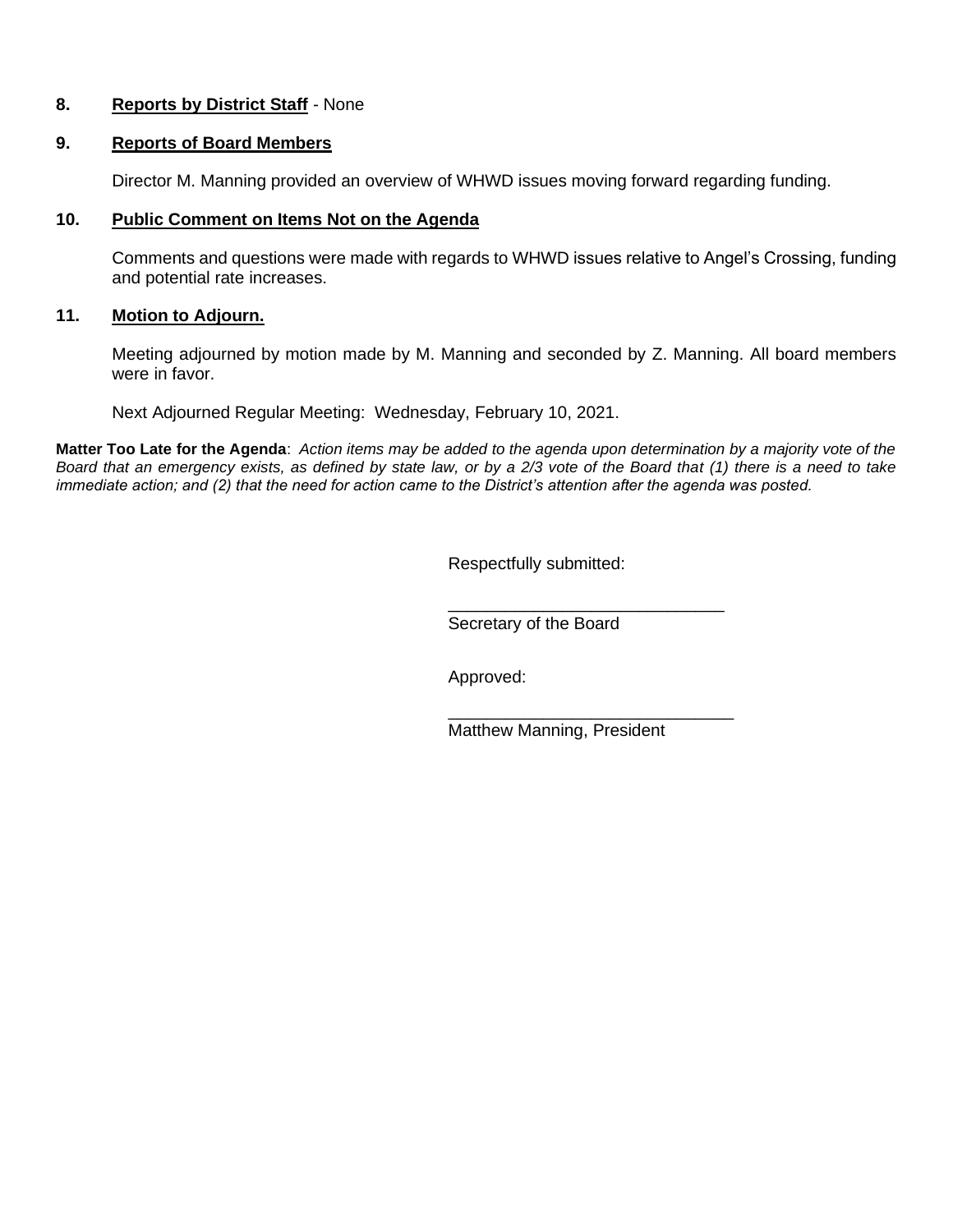**8.** **Reports by District Staff** - None

**9.** **Reports of Board Members**

Director M. Manning provided an overview of WHWD issues moving forward regarding funding.

**10.** **Public Comment on Items Not on the Agenda**

Comments and questions were made with regards to WHWD issues relative to Angel's Crossing, funding and potential rate increases.

**11.** **Motion to Adjourn.**

Meeting adjourned by motion made by M. Manning and seconded by Z. Manning. All board members were in favor.

Next Adjourned Regular Meeting: Wednesday, February 10, 2021.

**Matter Too Late for the Agenda**: *Action items may be added to the agenda upon determination by a majority vote of the Board that an emergency exists, as defined by state law, or by a 2/3 vote of the Board that (1) there is a need to take immediate action; and (2) that the need for action came to the District's attention after the agenda was posted.*

Respectfully submitted:

\_\_\_\_\_\_\_\_\_\_\_\_\_\_\_\_\_\_\_\_\_\_\_\_\_\_\_\_\_\_
Secretary of the Board

Approved:

\_\_\_\_\_\_\_\_\_\_\_\_\_\_\_\_\_\_\_\_\_\_\_\_\_\_\_\_\_\_
Matthew Manning, President